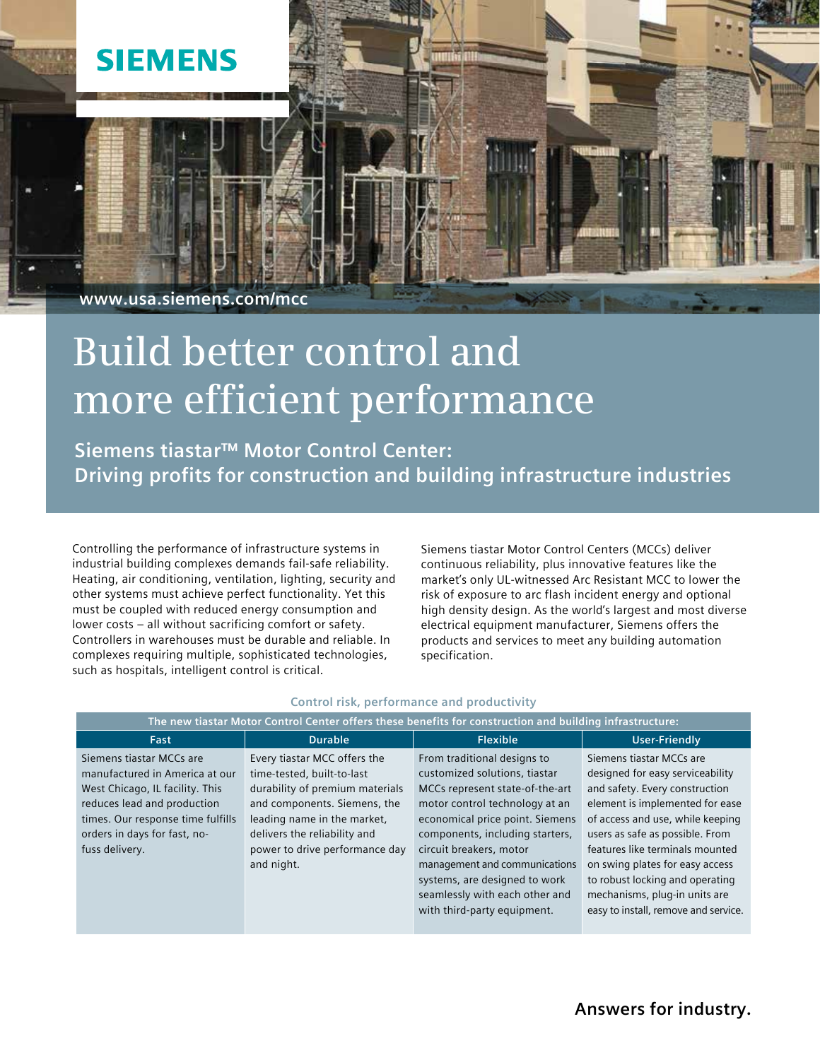SIEMENS

www.usa.siemens.com/mcc

# Build better control and more efficient performance

## Siemens tiastar™ Motor Control Center: Driving profits for construction and building infrastructure industries

Controlling the performance of infrastructure systems in industrial building complexes demands fail-safe reliability. Heating, air conditioning, ventilation, lighting, security and other systems must achieve perfect functionality. Yet this must be coupled with reduced energy consumption and lower costs – all without sacrificing comfort or safety. Controllers in warehouses must be durable and reliable. In complexes requiring multiple, sophisticated technologies, such as hospitals, intelligent control is critical.

Siemens tiastar Motor Control Centers (MCCs) deliver continuous reliability, plus innovative features like the market's only UL-witnessed Arc Resistant MCC to lower the risk of exposure to arc flash incident energy and optional high density design. As the world's largest and most diverse electrical equipment manufacturer, Siemens offers the products and services to meet any building automation specification.

### Control risk, performance and productivity

| The new tiastar Motor Control Center offers these benefits for construction and building infrastructure: | | | |
|---|---|---|---|
| **Fast** | **Durable** | **Flexible** | **User-Friendly** |
| Siemens tiastar MCCs are manufactured in America at our West Chicago, IL facility. This reduces lead and production times. Our response time fulfills orders in days for fast, no-fuss delivery. | Every tiastar MCC offers the time-tested, built-to-last durability of premium materials and components. Siemens, the leading name in the market, delivers the reliability and power to drive performance day and night. | From traditional designs to customized solutions, tiastar MCCs represent state-of-the-art motor control technology at an economical price point. Siemens components, including starters, circuit breakers, motor management and communications systems, are designed to work seamlessly with each other and with third-party equipment. | Siemens tiastar MCCs are designed for easy serviceability and safety. Every construction element is implemented for ease of access and use, while keeping users as safe as possible. From features like terminals mounted on swing plates for easy access to robust locking and operating mechanisms, plug-in units are easy to install, remove and service. |

**Answers for industry.**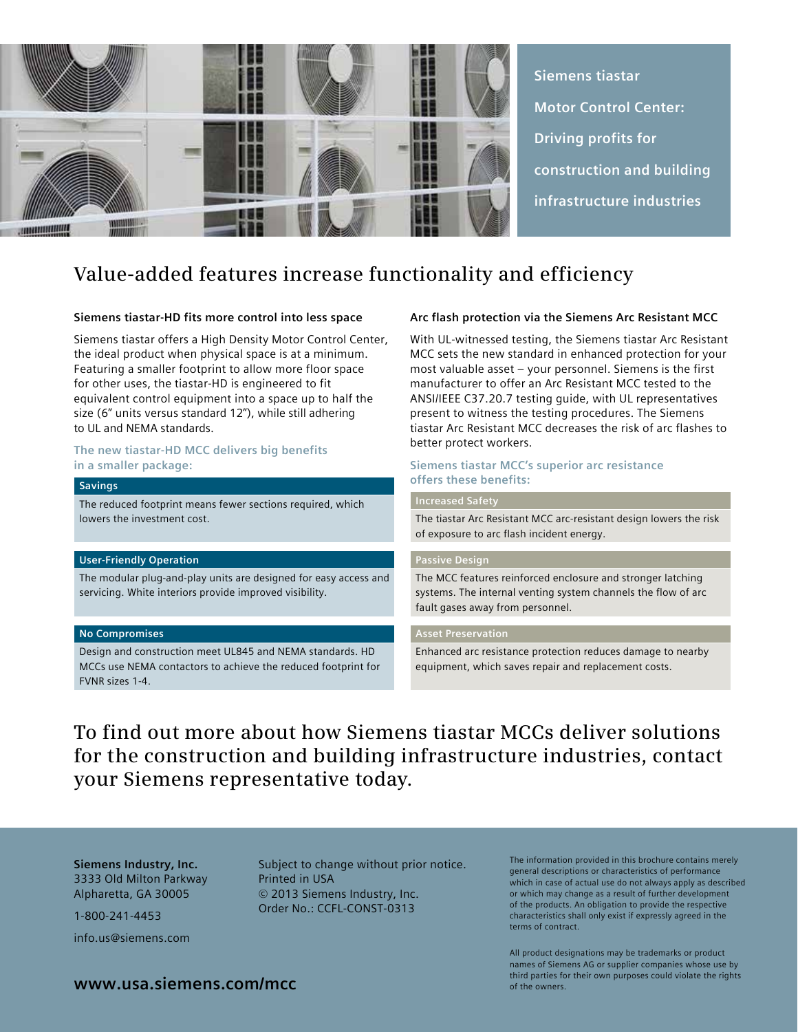Siemens tiastar Motor Control Center: Driving profits for construction and building infrastructure industries

## Value-added features increase functionality and efficiency

### Siemens tiastar-HD fits more control into less space

Siemens tiastar offers a High Density Motor Control Center, the ideal product when physical space is at a minimum. Featuring a smaller footprint to allow more floor space for other uses, the tiastar-HD is engineered to fit equivalent control equipment into a space up to half the size (6" units versus standard 12"), while still adhering to UL and NEMA standards.

**The new tiastar-HD MCC delivers big benefits in a smaller package:**

**Savings**

The reduced footprint means fewer sections required, which lowers the investment cost.

**User-Friendly Operation**

The modular plug-and-play units are designed for easy access and servicing. White interiors provide improved visibility.

**No Compromises**

Design and construction meet UL845 and NEMA standards. HD MCCs use NEMA contactors to achieve the reduced footprint for FVNR sizes 1-4.

### Arc flash protection via the Siemens Arc Resistant MCC

With UL-witnessed testing, the Siemens tiastar Arc Resistant MCC sets the new standard in enhanced protection for your most valuable asset – your personnel. Siemens is the first manufacturer to offer an Arc Resistant MCC tested to the ANSI/IEEE C37.20.7 testing guide, with UL representatives present to witness the testing procedures. The Siemens tiastar Arc Resistant MCC decreases the risk of arc flashes to better protect workers.

**Siemens tiastar MCC's superior arc resistance offers these benefits:**

**Increased Safety**

The tiastar Arc Resistant MCC arc-resistant design lowers the risk of exposure to arc flash incident energy.

**Passive Design**

The MCC features reinforced enclosure and stronger latching systems. The internal venting system channels the flow of arc fault gases away from personnel.

**Asset Preservation**

Enhanced arc resistance protection reduces damage to nearby equipment, which saves repair and replacement costs.

## To find out more about how Siemens tiastar MCCs deliver solutions for the construction and building infrastructure industries, contact your Siemens representative today.

**Siemens Industry, Inc.**
3333 Old Milton Parkway
Alpharetta, GA 30005

1-800-241-4453

info.us@siemens.com

Subject to change without prior notice.
Printed in USA
© 2013 Siemens Industry, Inc.
Order No.: CCFL-CONST-0313

The information provided in this brochure contains merely general descriptions or characteristics of performance which in case of actual use do not always apply as described or which may change as a result of further development of the products. An obligation to provide the respective characteristics shall only exist if expressly agreed in the terms of contract.

All product designations may be trademarks or product names of Siemens AG or supplier companies whose use by third parties for their own purposes could violate the rights of the owners.

**www.usa.siemens.com/mcc**